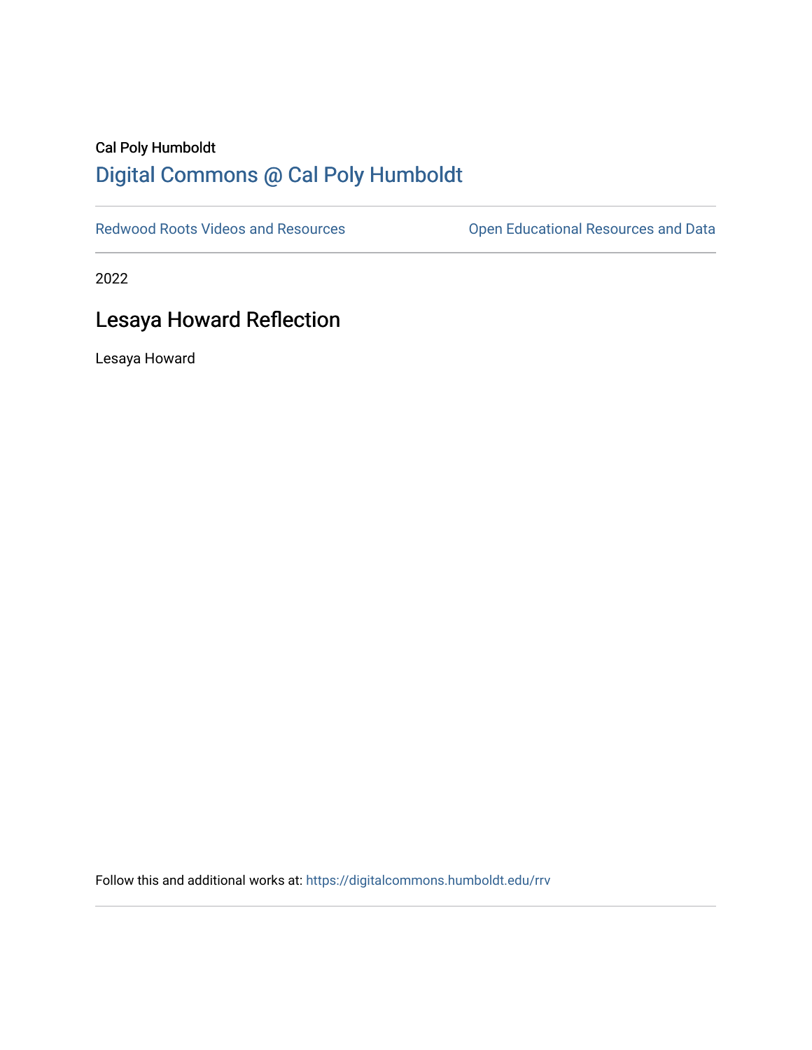Cal Poly Humboldt

[Digital Commons @ Cal Poly Humboldt](https://digitalcommons.humboldt.edu)

Redwood Roots Videos and Resources | Open Educational Resources and Data

2022

# Lesaya Howard Reflection

Lesaya Howard

Follow this and additional works at: https://digitalcommons.humboldt.edu/rrv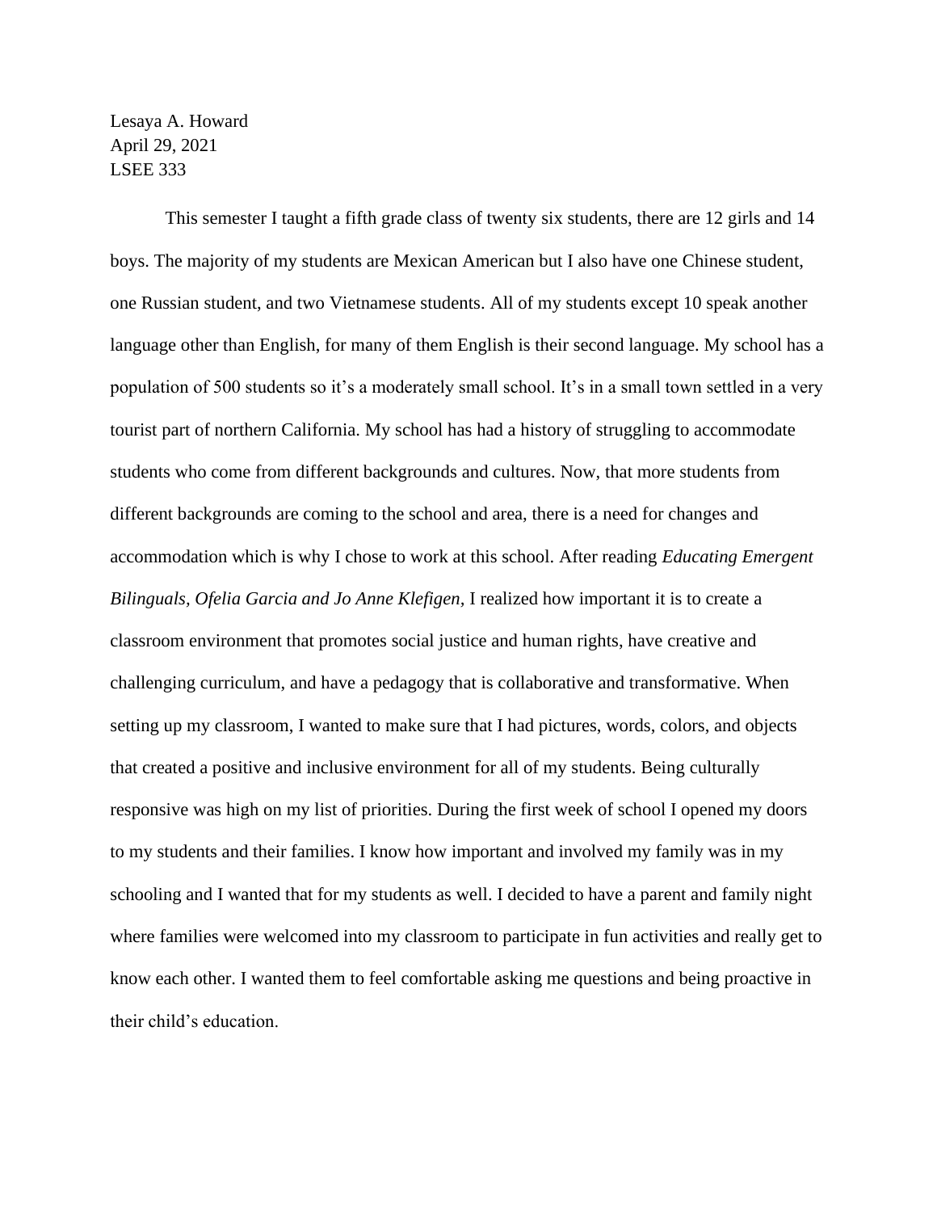Lesaya A. Howard
April 29, 2021
LSEE 333

This semester I taught a fifth grade class of twenty six students, there are 12 girls and 14 boys. The majority of my students are Mexican American but I also have one Chinese student, one Russian student, and two Vietnamese students. All of my students except 10 speak another language other than English, for many of them English is their second language. My school has a population of 500 students so it's a moderately small school. It's in a small town settled in a very tourist part of northern California. My school has had a history of struggling to accommodate students who come from different backgrounds and cultures. Now, that more students from different backgrounds are coming to the school and area, there is a need for changes and accommodation which is why I chose to work at this school. After reading *Educating Emergent Bilinguals, Ofelia Garcia and Jo Anne Klefigen,* I realized how important it is to create a classroom environment that promotes social justice and human rights, have creative and challenging curriculum, and have a pedagogy that is collaborative and transformative. When setting up my classroom, I wanted to make sure that I had pictures, words, colors, and objects that created a positive and inclusive environment for all of my students. Being culturally responsive was high on my list of priorities. During the first week of school I opened my doors to my students and their families. I know how important and involved my family was in my schooling and I wanted that for my students as well. I decided to have a parent and family night where families were welcomed into my classroom to participate in fun activities and really get to know each other. I wanted them to feel comfortable asking me questions and being proactive in their child's education.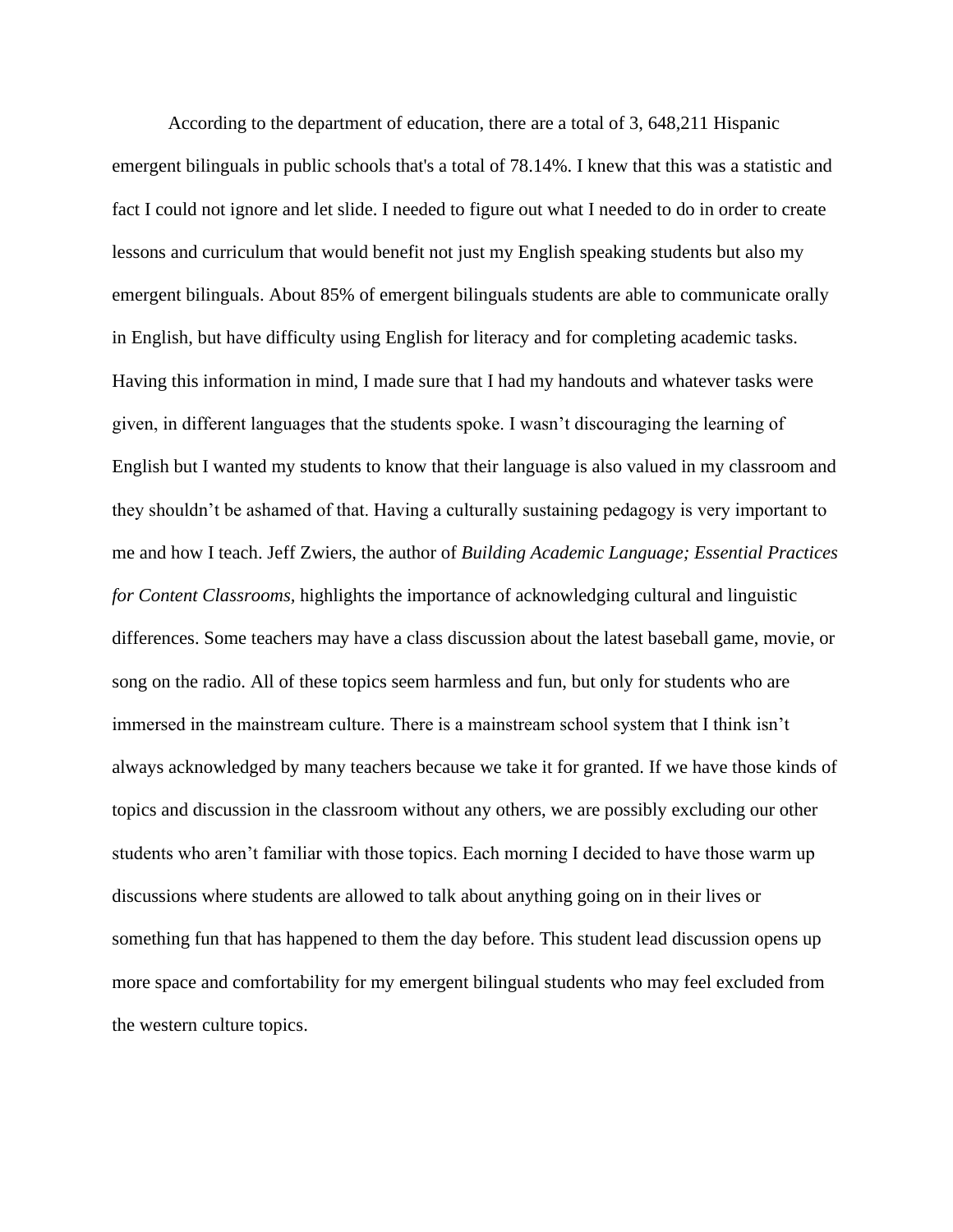According to the department of education, there are a total of 3, 648,211 Hispanic emergent bilinguals in public schools that's a total of 78.14%. I knew that this was a statistic and fact I could not ignore and let slide. I needed to figure out what I needed to do in order to create lessons and curriculum that would benefit not just my English speaking students but also my emergent bilinguals. About 85% of emergent bilinguals students are able to communicate orally in English, but have difficulty using English for literacy and for completing academic tasks. Having this information in mind, I made sure that I had my handouts and whatever tasks were given, in different languages that the students spoke. I wasn't discouraging the learning of English but I wanted my students to know that their language is also valued in my classroom and they shouldn't be ashamed of that. Having a culturally sustaining pedagogy is very important to me and how I teach. Jeff Zwiers, the author of *Building Academic Language; Essential Practices for Content Classrooms,* highlights the importance of acknowledging cultural and linguistic differences. Some teachers may have a class discussion about the latest baseball game, movie, or song on the radio. All of these topics seem harmless and fun, but only for students who are immersed in the mainstream culture. There is a mainstream school system that I think isn't always acknowledged by many teachers because we take it for granted. If we have those kinds of topics and discussion in the classroom without any others, we are possibly excluding our other students who aren't familiar with those topics. Each morning I decided to have those warm up discussions where students are allowed to talk about anything going on in their lives or something fun that has happened to them the day before. This student lead discussion opens up more space and comfortability for my emergent bilingual students who may feel excluded from the western culture topics.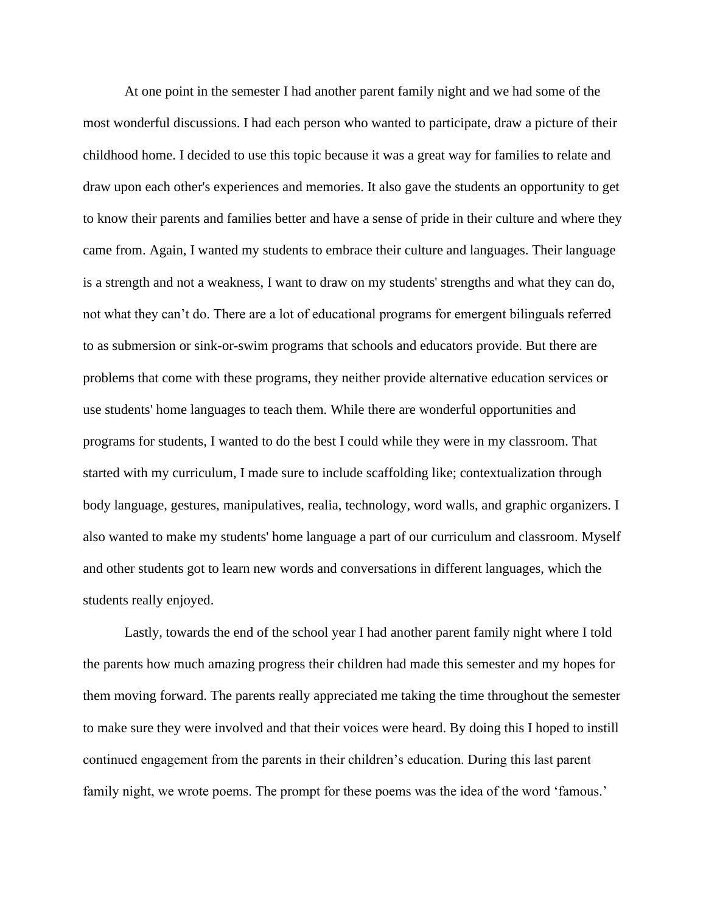At one point in the semester I had another parent family night and we had some of the most wonderful discussions. I had each person who wanted to participate, draw a picture of their childhood home. I decided to use this topic because it was a great way for families to relate and draw upon each other's experiences and memories. It also gave the students an opportunity to get to know their parents and families better and have a sense of pride in their culture and where they came from. Again, I wanted my students to embrace their culture and languages. Their language is a strength and not a weakness, I want to draw on my students' strengths and what they can do, not what they can't do. There are a lot of educational programs for emergent bilinguals referred to as submersion or sink-or-swim programs that schools and educators provide. But there are problems that come with these programs, they neither provide alternative education services or use students' home languages to teach them. While there are wonderful opportunities and programs for students, I wanted to do the best I could while they were in my classroom. That started with my curriculum, I made sure to include scaffolding like; contextualization through body language, gestures, manipulatives, realia, technology, word walls, and graphic organizers. I also wanted to make my students' home language a part of our curriculum and classroom. Myself and other students got to learn new words and conversations in different languages, which the students really enjoyed.

Lastly, towards the end of the school year I had another parent family night where I told the parents how much amazing progress their children had made this semester and my hopes for them moving forward. The parents really appreciated me taking the time throughout the semester to make sure they were involved and that their voices were heard. By doing this I hoped to instill continued engagement from the parents in their children's education. During this last parent family night, we wrote poems. The prompt for these poems was the idea of the word 'famous.'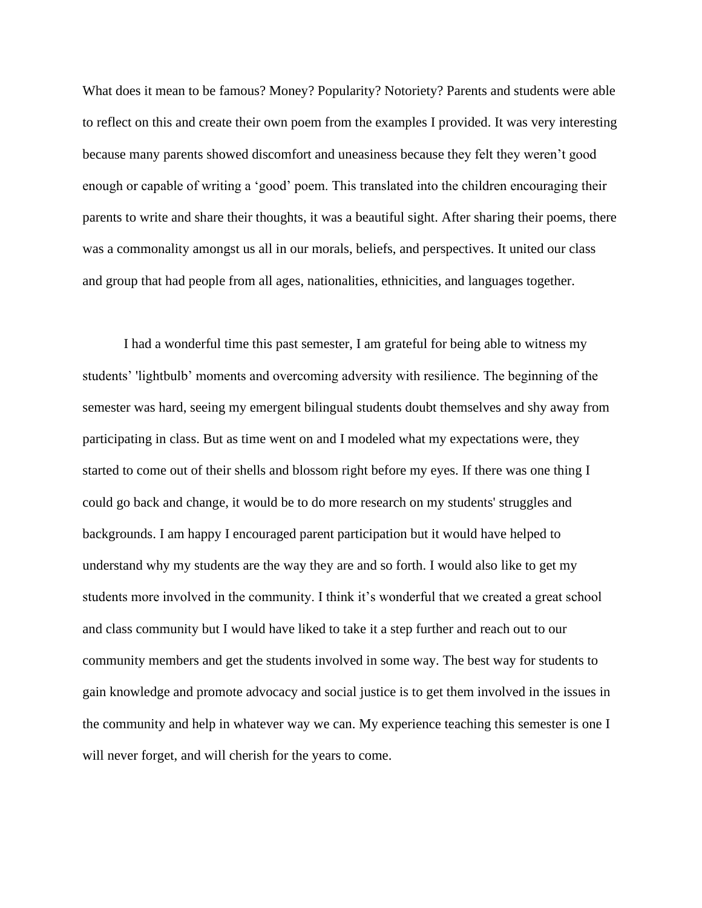What does it mean to be famous? Money? Popularity? Notoriety? Parents and students were able to reflect on this and create their own poem from the examples I provided. It was very interesting because many parents showed discomfort and uneasiness because they felt they weren't good enough or capable of writing a 'good' poem. This translated into the children encouraging their parents to write and share their thoughts, it was a beautiful sight. After sharing their poems, there was a commonality amongst us all in our morals, beliefs, and perspectives. It united our class and group that had people from all ages, nationalities, ethnicities, and languages together.

I had a wonderful time this past semester, I am grateful for being able to witness my students' 'lightbulb' moments and overcoming adversity with resilience. The beginning of the semester was hard, seeing my emergent bilingual students doubt themselves and shy away from participating in class. But as time went on and I modeled what my expectations were, they started to come out of their shells and blossom right before my eyes. If there was one thing I could go back and change, it would be to do more research on my students' struggles and backgrounds. I am happy I encouraged parent participation but it would have helped to understand why my students are the way they are and so forth. I would also like to get my students more involved in the community. I think it's wonderful that we created a great school and class community but I would have liked to take it a step further and reach out to our community members and get the students involved in some way. The best way for students to gain knowledge and promote advocacy and social justice is to get them involved in the issues in the community and help in whatever way we can. My experience teaching this semester is one I will never forget, and will cherish for the years to come.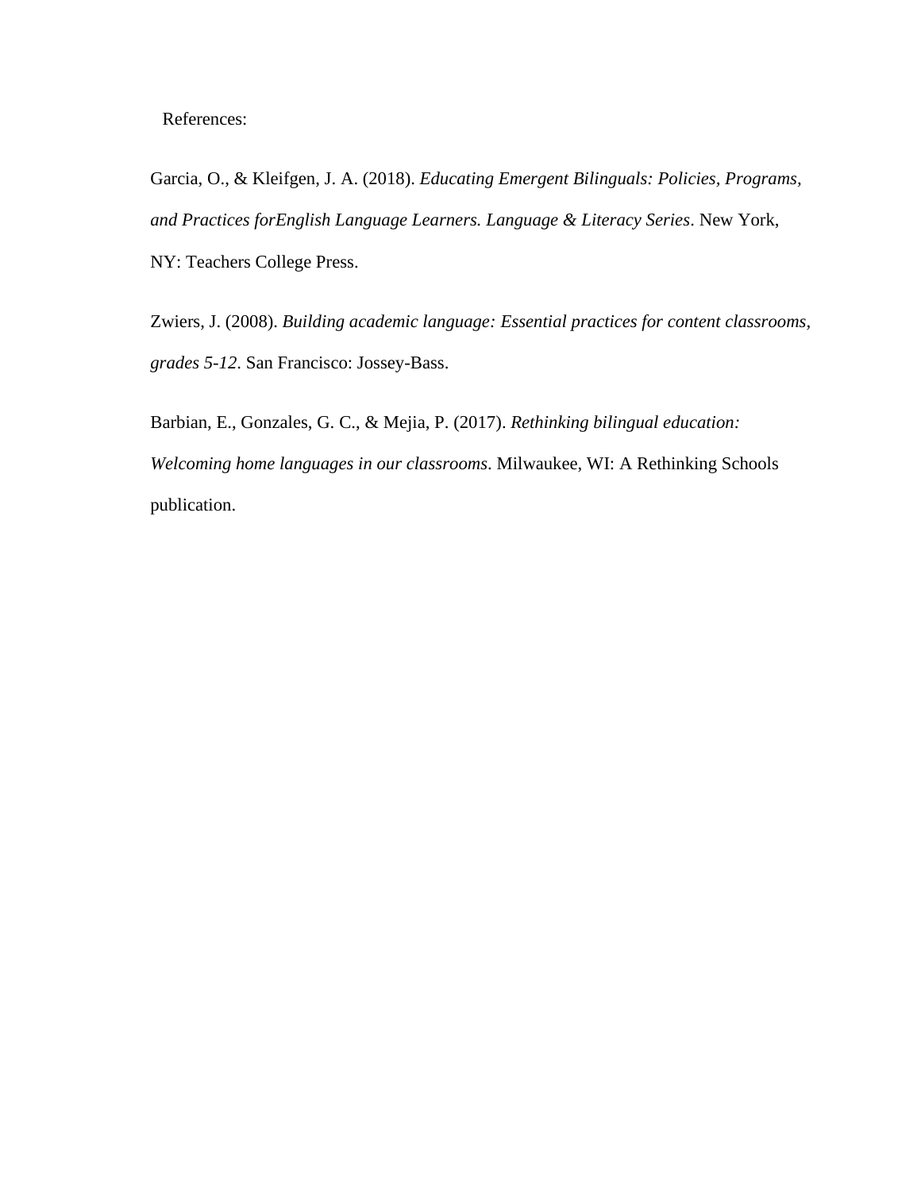References:

Garcia, O., & Kleifgen, J. A. (2018). *Educating Emergent Bilinguals: Policies, Programs, and Practices forEnglish Language Learners. Language & Literacy Series*. New York, NY: Teachers College Press.

Zwiers, J. (2008). *Building academic language: Essential practices for content classrooms, grades 5-12*. San Francisco: Jossey-Bass.

Barbian, E., Gonzales, G. C., & Mejia, P. (2017). *Rethinking bilingual education: Welcoming home languages in our classrooms*. Milwaukee, WI: A Rethinking Schools publication.